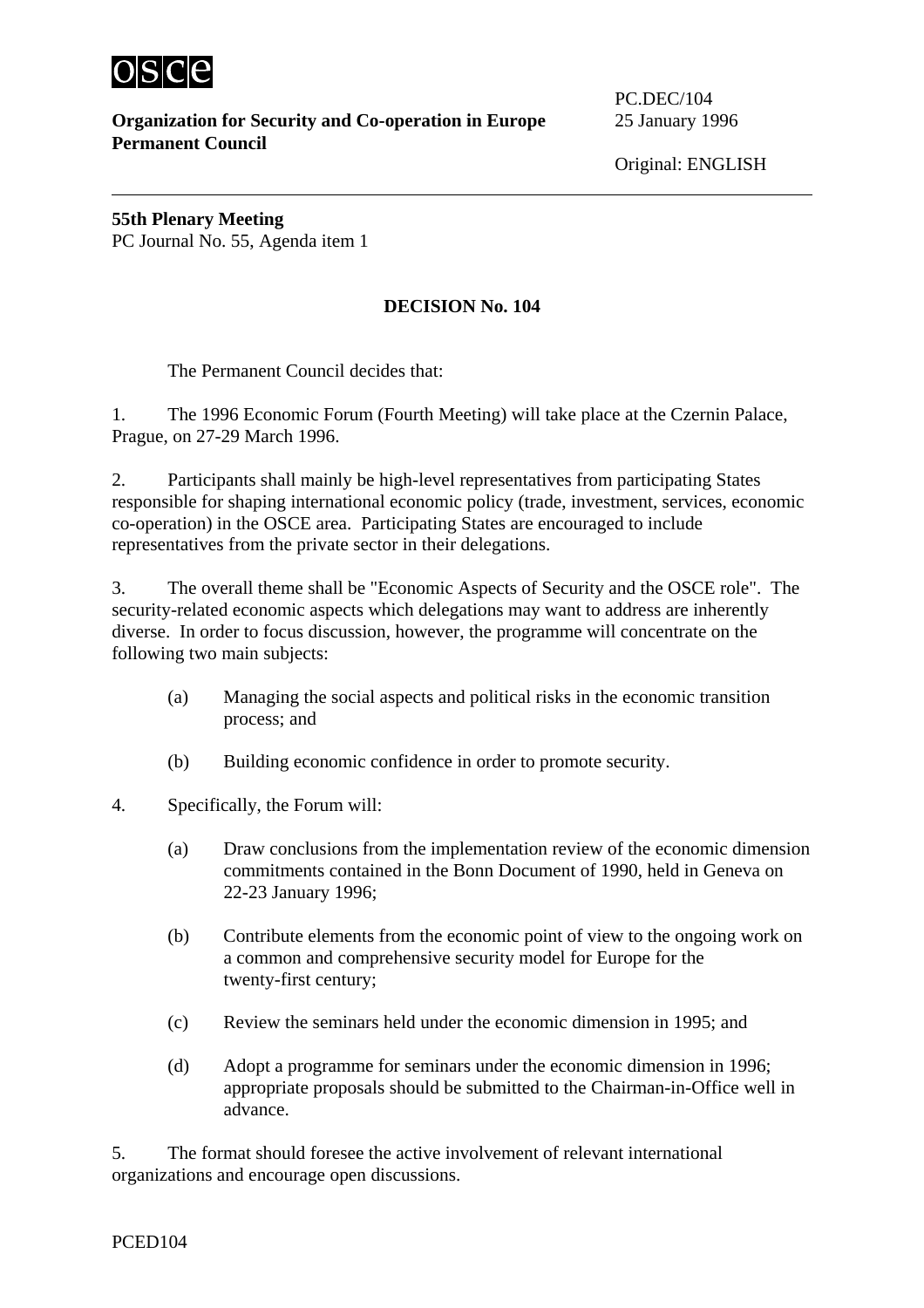osce

**Organization for Security and Co-operation in Europe**
**Permanent Council**

PC.DEC/104
25 January 1996

Original: ENGLISH

---

**55th Plenary Meeting**
PC Journal No. 55, Agenda item 1

**DECISION No. 104**

The Permanent Council decides that:

1. The 1996 Economic Forum (Fourth Meeting) will take place at the Czernin Palace, Prague, on 27-29 March 1996.

2. Participants shall mainly be high-level representatives from participating States responsible for shaping international economic policy (trade, investment, services, economic co-operation) in the OSCE area. Participating States are encouraged to include representatives from the private sector in their delegations.

3. The overall theme shall be "Economic Aspects of Security and the OSCE role". The security-related economic aspects which delegations may want to address are inherently diverse. In order to focus discussion, however, the programme will concentrate on the following two main subjects:

   (a) Managing the social aspects and political risks in the economic transition process; and

   (b) Building economic confidence in order to promote security.

4. Specifically, the Forum will:

   (a) Draw conclusions from the implementation review of the economic dimension commitments contained in the Bonn Document of 1990, held in Geneva on 22-23 January 1996;

   (b) Contribute elements from the economic point of view to the ongoing work on a common and comprehensive security model for Europe for the twenty-first century;

   (c) Review the seminars held under the economic dimension in 1995; and

   (d) Adopt a programme for seminars under the economic dimension in 1996; appropriate proposals should be submitted to the Chairman-in-Office well in advance.

5. The format should foresee the active involvement of relevant international organizations and encourage open discussions.

PCED104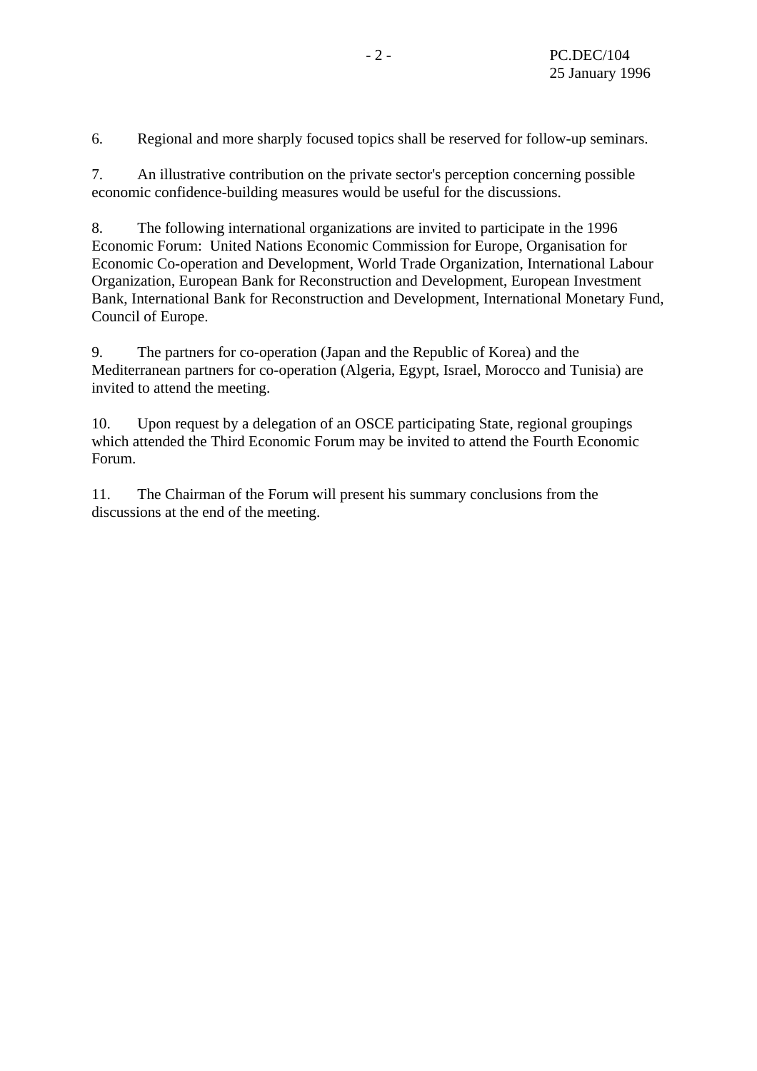6. Regional and more sharply focused topics shall be reserved for follow-up seminars.

7. An illustrative contribution on the private sector's perception concerning possible economic confidence-building measures would be useful for the discussions.

8. The following international organizations are invited to participate in the 1996 Economic Forum: United Nations Economic Commission for Europe, Organisation for Economic Co-operation and Development, World Trade Organization, International Labour Organization, European Bank for Reconstruction and Development, European Investment Bank, International Bank for Reconstruction and Development, International Monetary Fund, Council of Europe.

9. The partners for co-operation (Japan and the Republic of Korea) and the Mediterranean partners for co-operation (Algeria, Egypt, Israel, Morocco and Tunisia) are invited to attend the meeting.

10. Upon request by a delegation of an OSCE participating State, regional groupings which attended the Third Economic Forum may be invited to attend the Fourth Economic Forum.

11. The Chairman of the Forum will present his summary conclusions from the discussions at the end of the meeting.